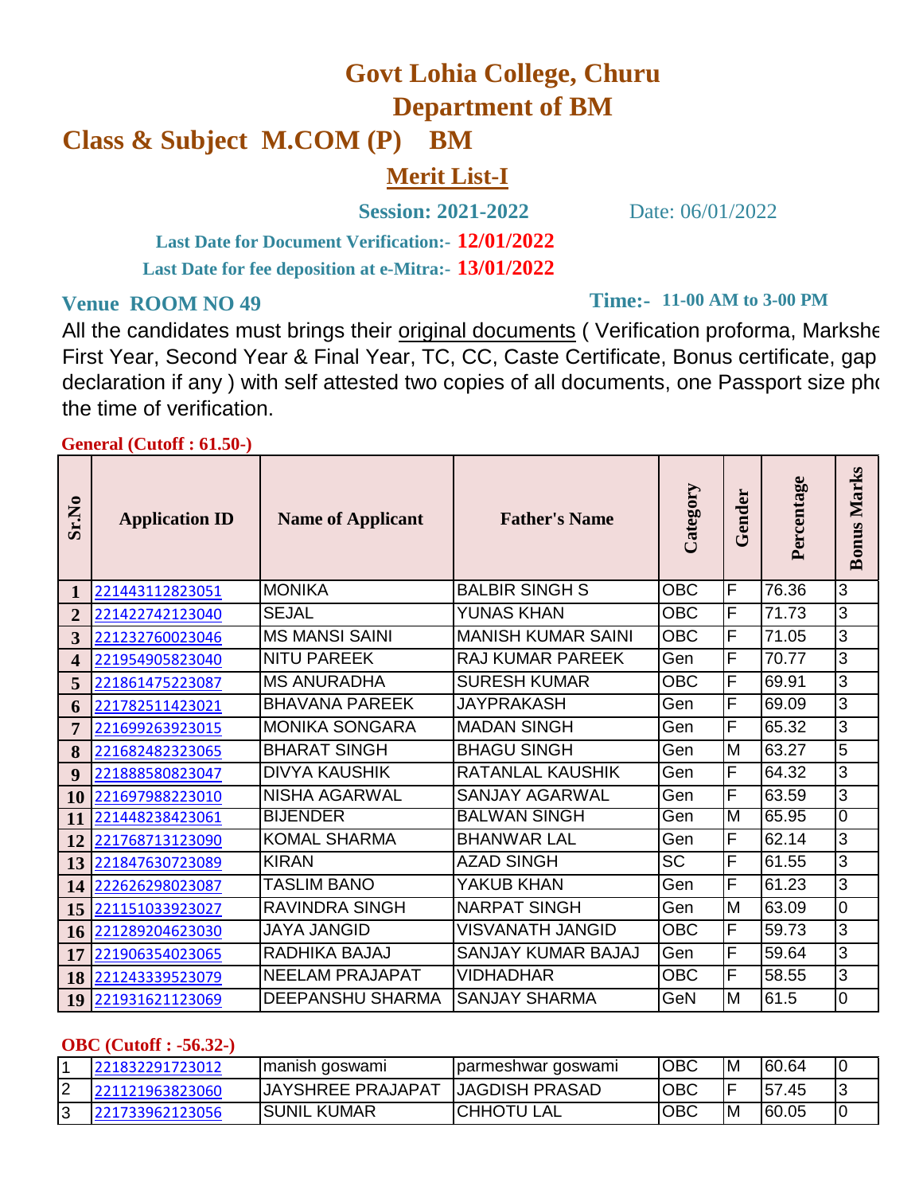# Govt Lohia College, Churu

## Department of BM

## Class & Subject M.COM (P) BM

## Merit List-I

**Session: 2021-2022** Date: 06/01/2022

**Last Date for Document Verification:- 12/01/2022**

**Last Date for fee deposition at e-Mitra:- 13/01/2022**

**Venue ROOM NO 49** **Time:- 11-00 AM to 3-00 PM**

All the candidates must brings their original documents ( Verification proforma, Markshe First Year, Second Year & Final Year, TC, CC, Caste Certificate, Bonus certificate, gap declaration if any ) with self attested two copies of all documents, one Passport size pho the time of verification.

**General (Cutoff : 61.50-)**

| Sr.No | Application ID | Name of Applicant | Father's Name | Category | Gender | Percentage | Bonus Marks |
|---|---|---|---|---|---|---|---|
| 1 | 221443112823051 | MONIKA | BALBIR SINGH S | OBC | F | 76.36 | 3 |
| 2 | 221422742123040 | SEJAL | YUNAS KHAN | OBC | F | 71.73 | 3 |
| 3 | 221232760023046 | MS MANSI SAINI | MANISH KUMAR SAINI | OBC | F | 71.05 | 3 |
| 4 | 221954905823040 | NITU PAREEK | RAJ KUMAR PAREEK | Gen | F | 70.77 | 3 |
| 5 | 221861475223087 | MS ANURADHA | SURESH KUMAR | OBC | F | 69.91 | 3 |
| 6 | 221782511423021 | BHAVANA PAREEK | JAYPRAKASH | Gen | F | 69.09 | 3 |
| 7 | 221699263923015 | MONIKA SONGARA | MADAN SINGH | Gen | F | 65.32 | 3 |
| 8 | 221682482323065 | BHARAT SINGH | BHAGU SINGH | Gen | M | 63.27 | 5 |
| 9 | 221888580823047 | DIVYA KAUSHIK | RATANLAL KAUSHIK | Gen | F | 64.32 | 3 |
| 10 | 221697988223010 | NISHA AGARWAL | SANJAY AGARWAL | Gen | F | 63.59 | 3 |
| 11 | 221448238423061 | BIJENDER | BALWAN SINGH | Gen | M | 65.95 | 0 |
| 12 | 221768713123090 | KOMAL SHARMA | BHANWAR LAL | Gen | F | 62.14 | 3 |
| 13 | 221847630723089 | KIRAN | AZAD SINGH | SC | F | 61.55 | 3 |
| 14 | 222626298023087 | TASLIM BANO | YAKUB KHAN | Gen | F | 61.23 | 3 |
| 15 | 221151033923027 | RAVINDRA SINGH | NARPAT SINGH | Gen | M | 63.09 | 0 |
| 16 | 221289204623030 | JAYA JANGID | VISVANATH JANGID | OBC | F | 59.73 | 3 |
| 17 | 221906354023065 | RADHIKA BAJAJ | SANJAY KUMAR BAJAJ | Gen | F | 59.64 | 3 |
| 18 | 221243339523079 | NEELAM PRAJAPAT | VIDHADHAR | OBC | F | 58.55 | 3 |
| 19 | 221931621123069 | DEEPANSHU SHARMA | SANJAY SHARMA | GeN | M | 61.5 | 0 |

**OBC (Cutoff : -56.32-)**

| Sr.No | Application ID | Name of Applicant | Father's Name | Category | Gender | Percentage | Bonus Marks |
|---|---|---|---|---|---|---|---|
| 1 | 221832291723012 | manish goswami | parmeshwar goswami | OBC | M | 60.64 | 0 |
| 2 | 221121963823060 | JAYSHREE PRAJAPAT | JAGDISH PRASAD | OBC | F | 57.45 | 3 |
| 3 | 221733962123056 | SUNIL KUMAR | CHHOTU LAL | OBC | M | 60.05 | 0 |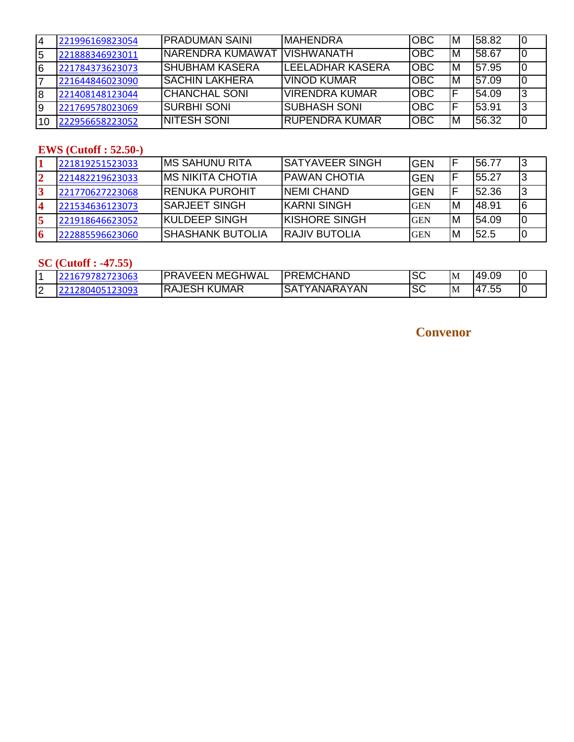| | | | | | | | |
|---|---|---|---|---|---|---|---|
| 4 | 221996169823054 | PRADUMAN SAINI | MAHENDRA | OBC | M | 58.82 | 0 |
| 5 | 221888346923011 | NARENDRA KUMAWAT | VISHWANATH | OBC | M | 58.67 | 0 |
| 6 | 221784373623073 | SHUBHAM KASERA | LEELADHAR KASERA | OBC | M | 57.95 | 0 |
| 7 | 221644846023090 | SACHIN LAKHERA | VINOD KUMAR | OBC | M | 57.09 | 0 |
| 8 | 221408148123044 | CHANCHAL SONI | VIRENDRA KUMAR | OBC | F | 54.09 | 3 |
| 9 | 221769578023069 | SURBHI SONI | SUBHASH SONI | OBC | F | 53.91 | 3 |
| 10 | 222956658223052 | NITESH SONI | RUPENDRA KUMAR | OBC | M | 56.32 | 0 |

**EWS (Cutoff : 52.50-)**

| | | | | | | | |
|---|---|---|---|---|---|---|---|
| 1 | 221819251523033 | MS SAHUNU RITA | SATYAVEER SINGH | GEN | F | 56.77 | 3 |
| 2 | 221482219623033 | MS NIKITA CHOTIA | PAWAN CHOTIA | GEN | F | 55.27 | 3 |
| 3 | 221770627223068 | RENUKA PUROHIT | NEMI CHAND | GEN | F | 52.36 | 3 |
| 4 | 221534636123073 | SARJEET SINGH | KARNI SINGH | GEN | M | 48.91 | 6 |
| 5 | 221918646623052 | KULDEEP SINGH | KISHORE SINGH | GEN | M | 54.09 | 0 |
| 6 | 222885596623060 | SHASHANK BUTOLIA | RAJIV BUTOLIA | GEN | M | 52.5 | 0 |

**SC (Cutoff : -47.55)**

| | | | | | | | |
|---|---|---|---|---|---|---|---|
| 1 | 221679782723063 | PRAVEEN MEGHWAL | PREMCHAND | SC | M | 49.09 | 0 |
| 2 | 221280405123093 | RAJESH KUMAR | SATYANARAYAN | SC | M | 47.55 | 0 |

**Convenor**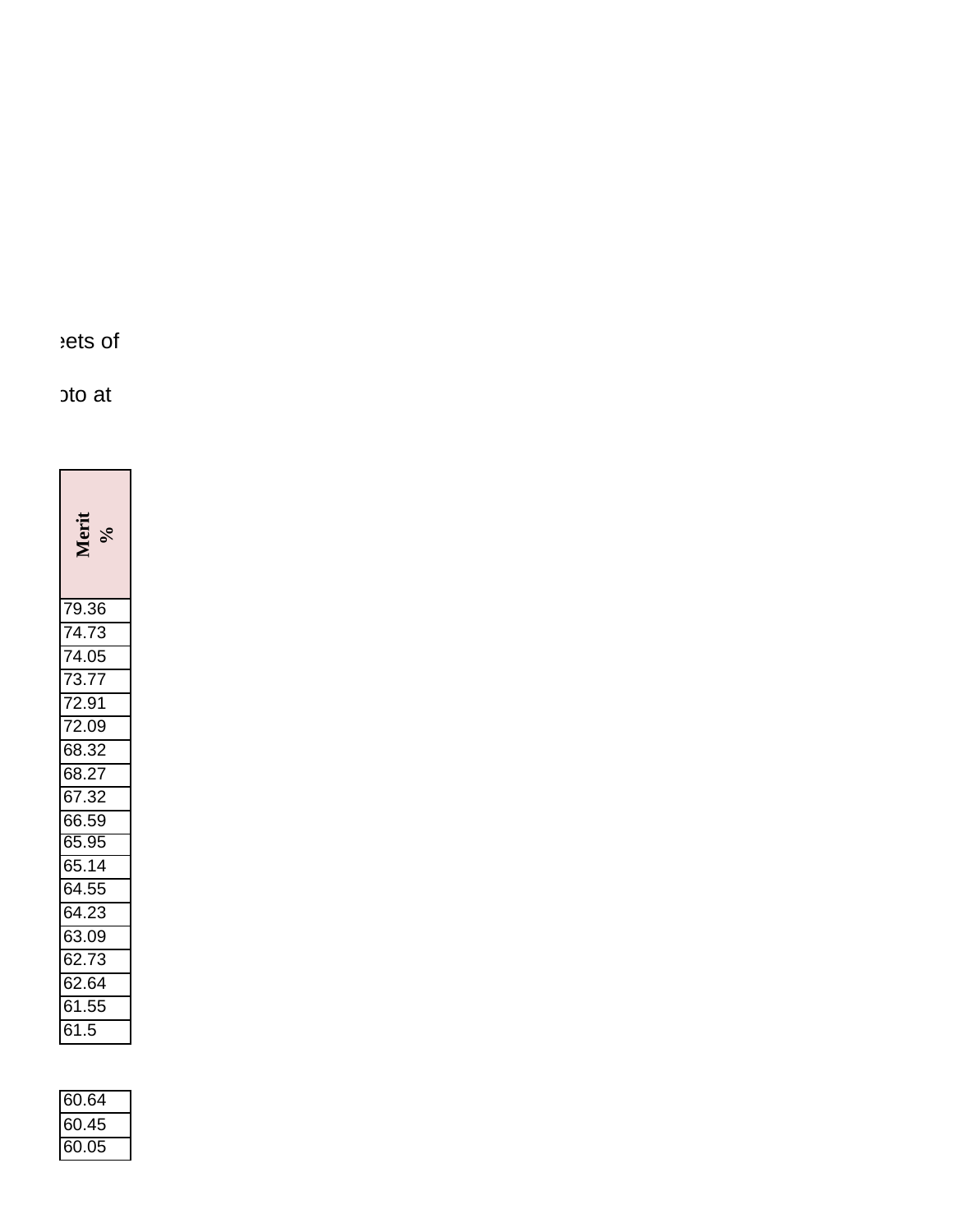eets of

oto at

| Merit % |
|---|
| 79.36 |
| 74.73 |
| 74.05 |
| 73.77 |
| 72.91 |
| 72.09 |
| 68.32 |
| 68.27 |
| 67.32 |
| 66.59 |
| 65.95 |
| 65.14 |
| 64.55 |
| 64.23 |
| 63.09 |
| 62.73 |
| 62.64 |
| 61.55 |
| 61.5 |

| |
|---|
| 60.64 |
| 60.45 |
| 60.05 |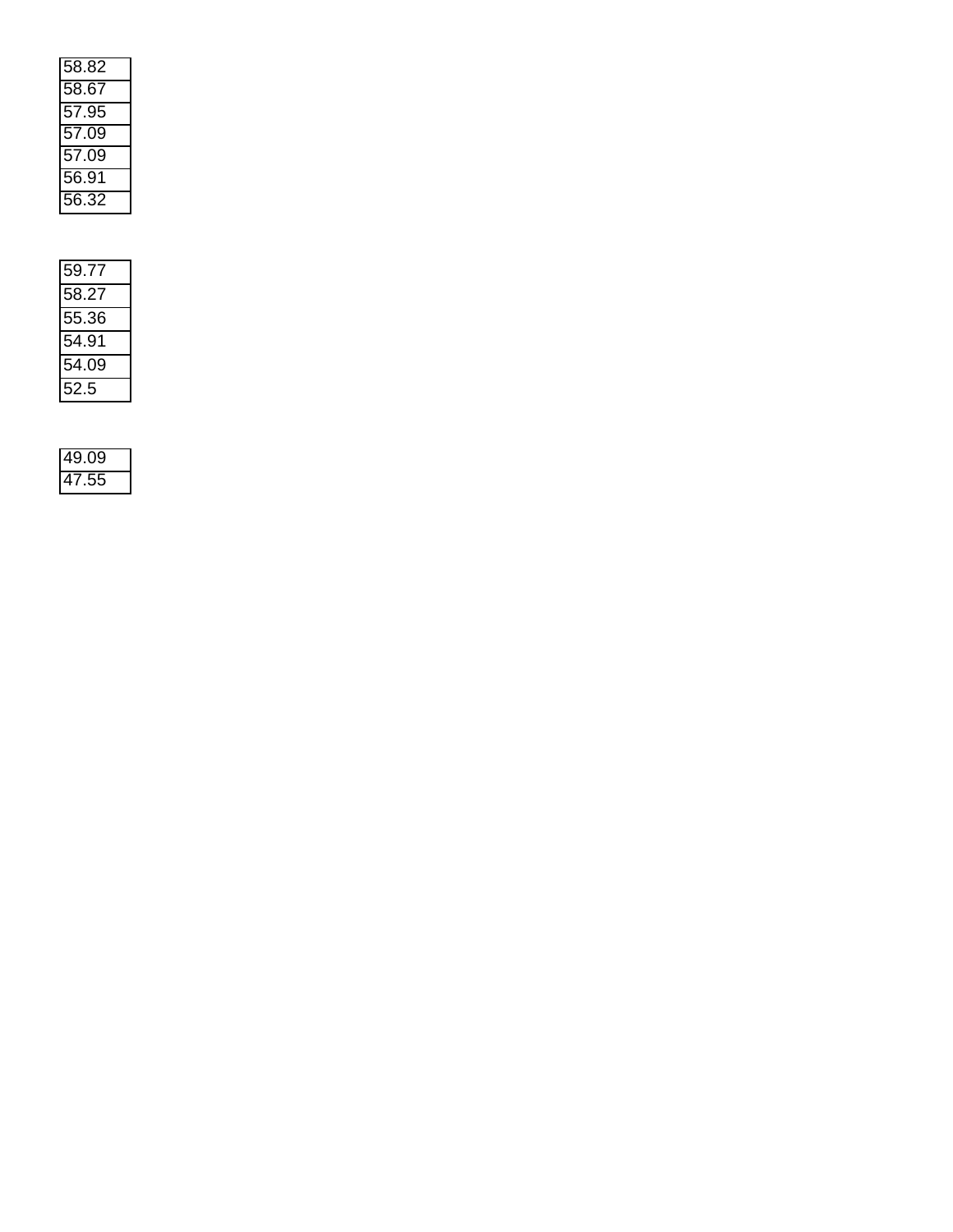| |
|---|
| 58.82 |
| 58.67 |
| 57.95 |
| 57.09 |
| 57.09 |
| 56.91 |
| 56.32 |

| |
|---|
| 59.77 |
| 58.27 |
| 55.36 |
| 54.91 |
| 54.09 |
| 52.5 |

| |
|---|
| 49.09 |
| 47.55 |